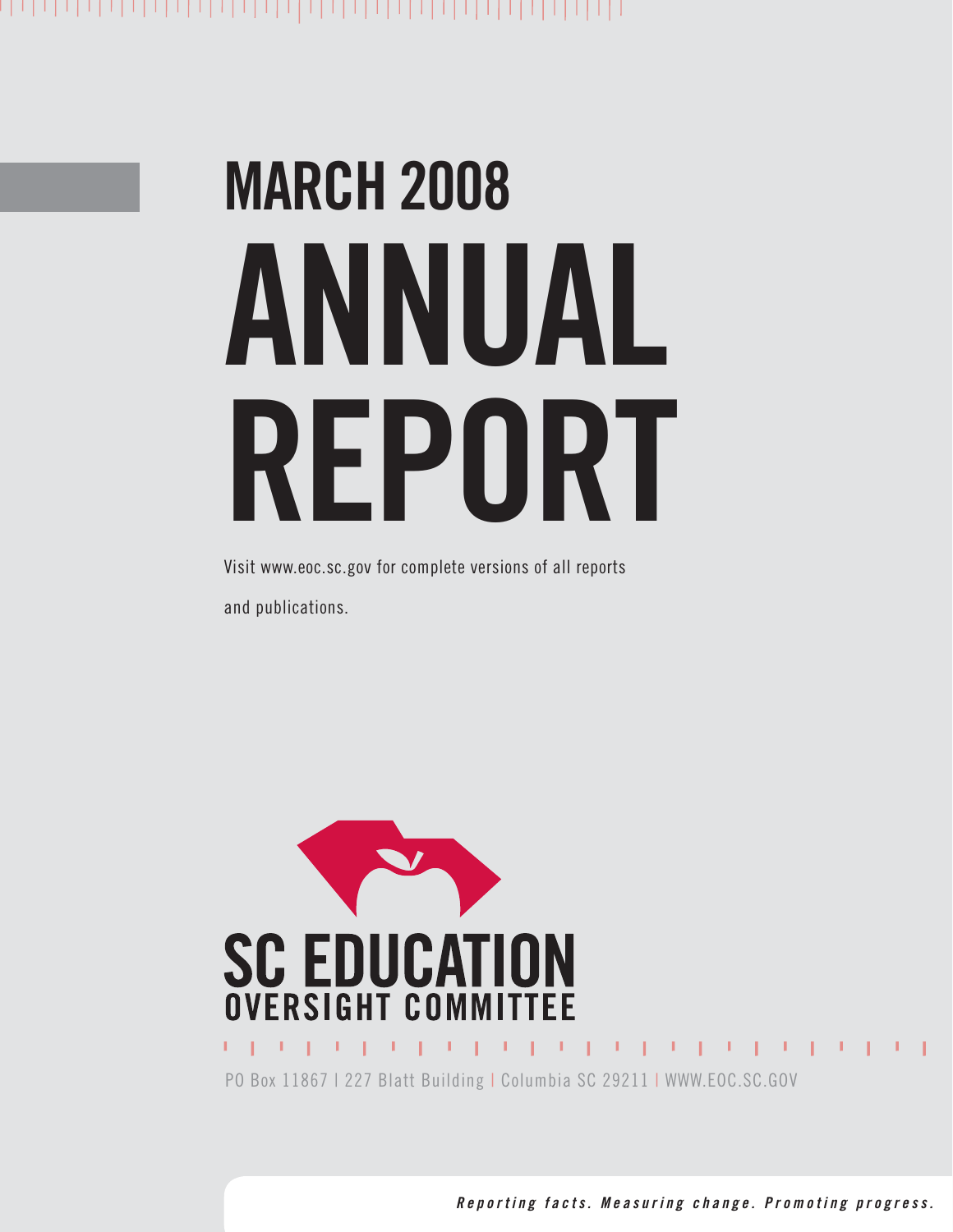# MARCH 2008

# ANNUAL REPORT

Visit www.eoc.sc.gov for complete versions of all reports and publications.

**SC EDUCATION OVERSIGHT COMMITTEE**

PO Box 11867 | 227 Blatt Building | Columbia SC 29211 | WWW.EOC.SC.GOV

***Reporting facts. Measuring change. Promoting progress.***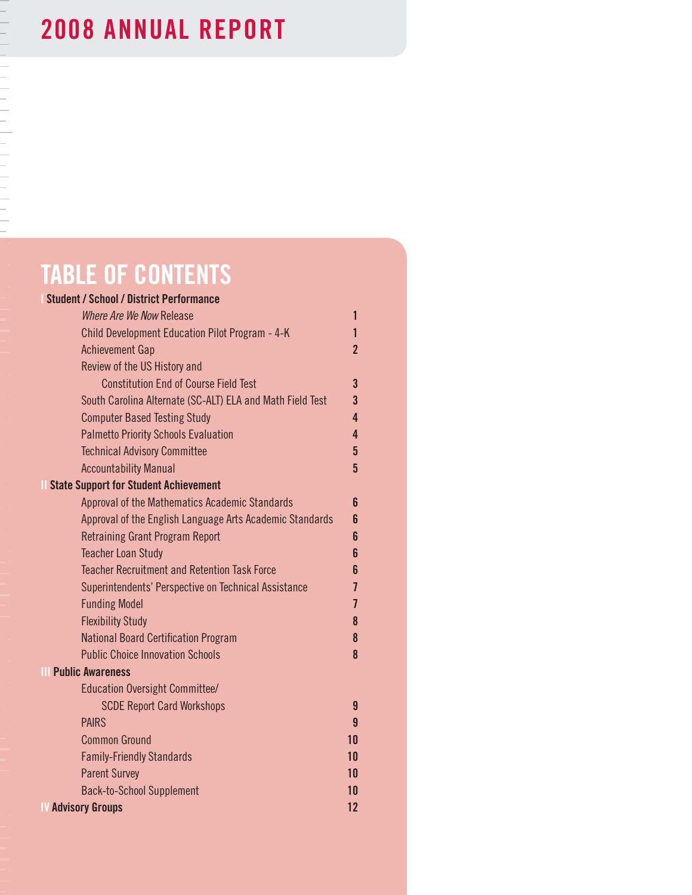# 2008 ANNUAL REPORT

## TABLE OF CONTENTS

| | |
|---|---|
| **I Student / School / District Performance** | |
| *Where Are We Now* Release | 1 |
| Child Development Education Pilot Program - 4-K | 1 |
| Achievement Gap | 2 |
| Review of the US History and Constitution End of Course Field Test | 3 |
| South Carolina Alternate (SC-ALT) ELA and Math Field Test | 3 |
| Computer Based Testing Study | 4 |
| Palmetto Priority Schools Evaluation | 4 |
| Technical Advisory Committee | 5 |
| Accountability Manual | 5 |
| **II State Support for Student Achievement** | |
| Approval of the Mathematics Academic Standards | 6 |
| Approval of the English Language Arts Academic Standards | 6 |
| Retraining Grant Program Report | 6 |
| Teacher Loan Study | 6 |
| Teacher Recruitment and Retention Task Force | 6 |
| Superintendents' Perspective on Technical Assistance | 7 |
| Funding Model | 7 |
| Flexibility Study | 8 |
| National Board Certification Program | 8 |
| Public Choice Innovation Schools | 8 |
| **III Public Awareness** | |
| Education Oversight Committee/ SCDE Report Card Workshops | 9 |
| PAIRS | 9 |
| Common Ground | 10 |
| Family-Friendly Standards | 10 |
| Parent Survey | 10 |
| Back-to-School Supplement | 10 |
| **IV Advisory Groups** | 12 |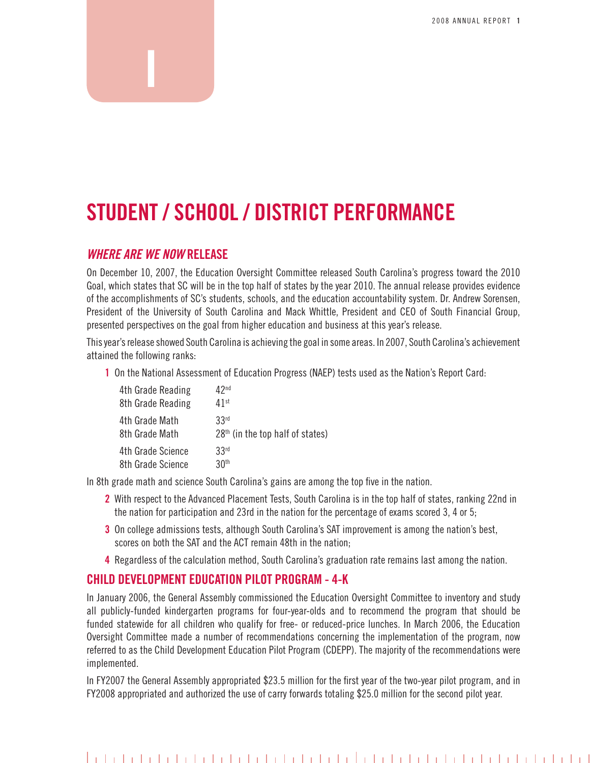# I

# STUDENT / SCHOOL / DISTRICT PERFORMANCE

## *WHERE ARE WE NOW* RELEASE

On December 10, 2007, the Education Oversight Committee released South Carolina's progress toward the 2010 Goal, which states that SC will be in the top half of states by the year 2010. The annual release provides evidence of the accomplishments of SC's students, schools, and the education accountability system. Dr. Andrew Sorensen, President of the University of South Carolina and Mack Whittle, President and CEO of South Financial Group, presented perspectives on the goal from higher education and business at this year's release.

This year's release showed South Carolina is achieving the goal in some areas. In 2007, South Carolina's achievement attained the following ranks:

1. On the National Assessment of Education Progress (NAEP) tests used as the Nation's Report Card:

| | |
|---|---|
| 4th Grade Reading | 42nd |
| 8th Grade Reading | 41st |
| 4th Grade Math | 33rd |
| 8th Grade Math | 28th (in the top half of states) |
| 4th Grade Science | 33rd |
| 8th Grade Science | 30th |

In 8th grade math and science South Carolina's gains are among the top five in the nation.

2. With respect to the Advanced Placement Tests, South Carolina is in the top half of states, ranking 22nd in the nation for participation and 23rd in the nation for the percentage of exams scored 3, 4 or 5;
3. On college admissions tests, although South Carolina's SAT improvement is among the nation's best, scores on both the SAT and the ACT remain 48th in the nation;
4. Regardless of the calculation method, South Carolina's graduation rate remains last among the nation.

## CHILD DEVELOPMENT EDUCATION PILOT PROGRAM - 4-K

In January 2006, the General Assembly commissioned the Education Oversight Committee to inventory and study all publicly-funded kindergarten programs for four-year-olds and to recommend the program that should be funded statewide for all children who qualify for free- or reduced-price lunches. In March 2006, the Education Oversight Committee made a number of recommendations concerning the implementation of the program, now referred to as the Child Development Education Pilot Program (CDEPP). The majority of the recommendations were implemented.

In FY2007 the General Assembly appropriated $23.5 million for the first year of the two-year pilot program, and in FY2008 appropriated and authorized the use of carry forwards totaling $25.0 million for the second pilot year.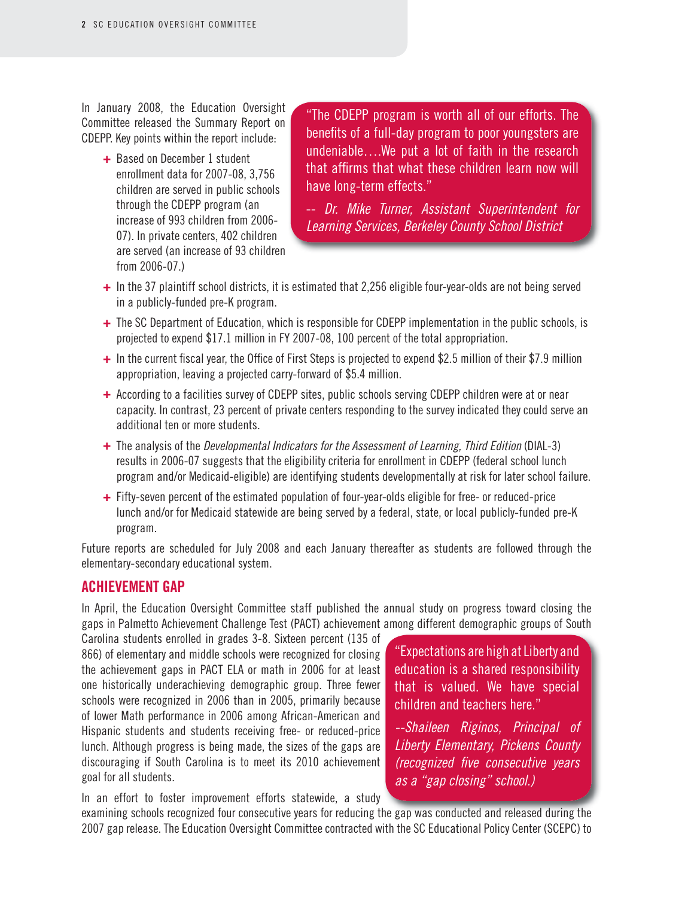In January 2008, the Education Oversight Committee released the Summary Report on CDEPP. Key points within the report include:

> "The CDEPP program is worth all of our efforts. The benefits of a full-day program to poor youngsters are undeniable….We put a lot of faith in the research that affirms that what these children learn now will have long-term effects."
>
> *-- Dr. Mike Turner, Assistant Superintendent for Learning Services, Berkeley County School District*

- Based on December 1 student enrollment data for 2007-08, 3,756 children are served in public schools through the CDEPP program (an increase of 993 children from 2006-07). In private centers, 402 children are served (an increase of 93 children from 2006-07.)
- In the 37 plaintiff school districts, it is estimated that 2,256 eligible four-year-olds are not being served in a publicly-funded pre-K program.
- The SC Department of Education, which is responsible for CDEPP implementation in the public schools, is projected to expend $17.1 million in FY 2007-08, 100 percent of the total appropriation.
- In the current fiscal year, the Office of First Steps is projected to expend $2.5 million of their $7.9 million appropriation, leaving a projected carry-forward of $5.4 million.
- According to a facilities survey of CDEPP sites, public schools serving CDEPP children were at or near capacity. In contrast, 23 percent of private centers responding to the survey indicated they could serve an additional ten or more students.
- The analysis of the *Developmental Indicators for the Assessment of Learning, Third Edition* (DIAL-3) results in 2006-07 suggests that the eligibility criteria for enrollment in CDEPP (federal school lunch program and/or Medicaid-eligible) are identifying students developmentally at risk for later school failure.
- Fifty-seven percent of the estimated population of four-year-olds eligible for free- or reduced-price lunch and/or for Medicaid statewide are being served by a federal, state, or local publicly-funded pre-K program.

Future reports are scheduled for July 2008 and each January thereafter as students are followed through the elementary-secondary educational system.

## ACHIEVEMENT GAP

In April, the Education Oversight Committee staff published the annual study on progress toward closing the gaps in Palmetto Achievement Challenge Test (PACT) achievement among different demographic groups of South Carolina students enrolled in grades 3-8. Sixteen percent (135 of 866) of elementary and middle schools were recognized for closing the achievement gaps in PACT ELA or math in 2006 for at least one historically underachieving demographic group. Three fewer schools were recognized in 2006 than in 2005, primarily because of lower Math performance in 2006 among African-American and Hispanic students and students receiving free- or reduced-price lunch. Although progress is being made, the sizes of the gaps are discouraging if South Carolina is to meet its 2010 achievement goal for all students.

> "Expectations are high at Liberty and education is a shared responsibility that is valued. We have special children and teachers here."
>
> *--Shaileen Riginos, Principal of Liberty Elementary, Pickens County (recognized five consecutive years as a "gap closing" school.)*

In an effort to foster improvement efforts statewide, a study examining schools recognized four consecutive years for reducing the gap was conducted and released during the 2007 gap release. The Education Oversight Committee contracted with the SC Educational Policy Center (SCEPC) to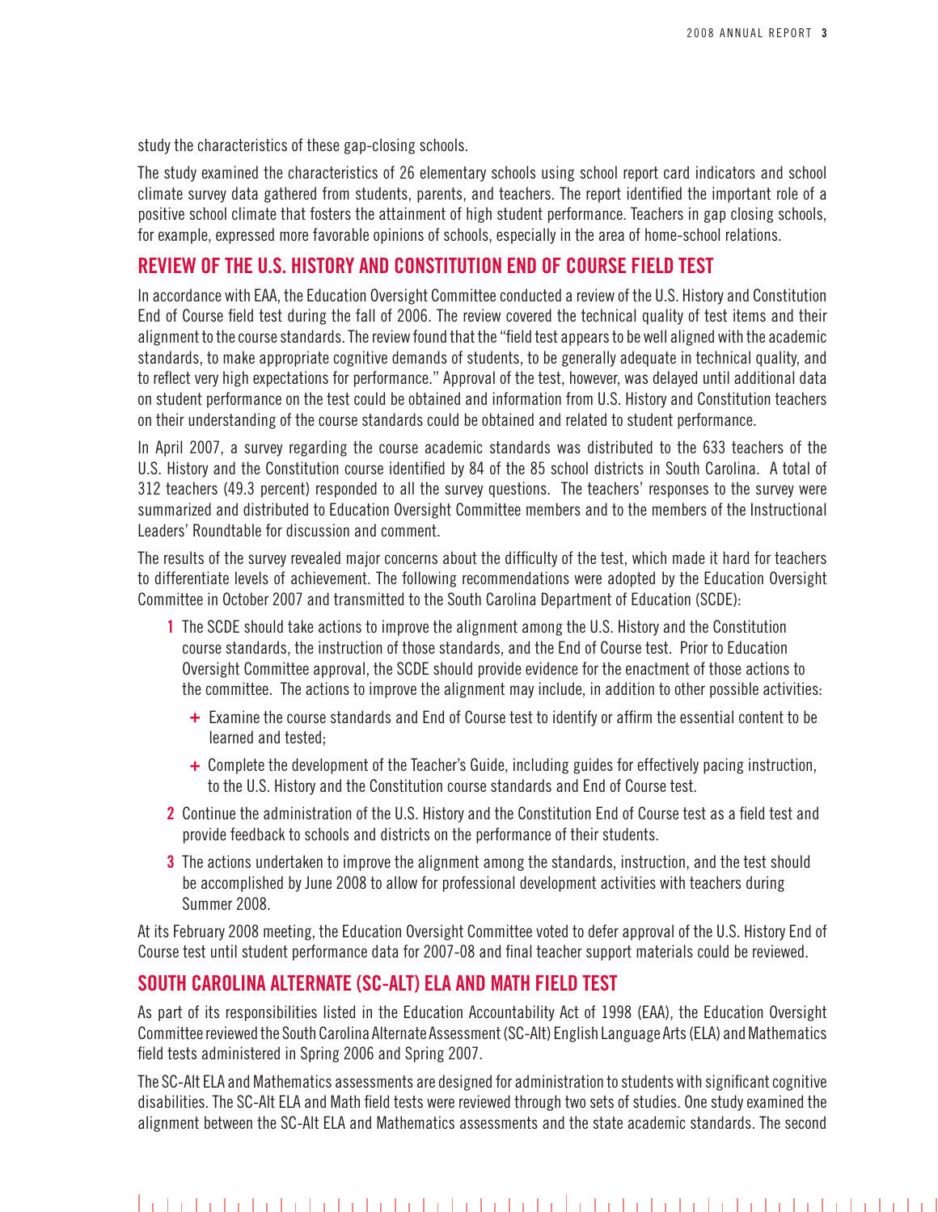study the characteristics of these gap-closing schools.

The study examined the characteristics of 26 elementary schools using school report card indicators and school climate survey data gathered from students, parents, and teachers. The report identified the important role of a positive school climate that fosters the attainment of high student performance. Teachers in gap closing schools, for example, expressed more favorable opinions of schools, especially in the area of home-school relations.

## REVIEW OF THE U.S. HISTORY AND CONSTITUTION END OF COURSE FIELD TEST

In accordance with EAA, the Education Oversight Committee conducted a review of the U.S. History and Constitution End of Course field test during the fall of 2006. The review covered the technical quality of test items and their alignment to the course standards. The review found that the "field test appears to be well aligned with the academic standards, to make appropriate cognitive demands of students, to be generally adequate in technical quality, and to reflect very high expectations for performance." Approval of the test, however, was delayed until additional data on student performance on the test could be obtained and information from U.S. History and Constitution teachers on their understanding of the course standards could be obtained and related to student performance.

In April 2007, a survey regarding the course academic standards was distributed to the 633 teachers of the U.S. History and the Constitution course identified by 84 of the 85 school districts in South Carolina. A total of 312 teachers (49.3 percent) responded to all the survey questions. The teachers' responses to the survey were summarized and distributed to Education Oversight Committee members and to the members of the Instructional Leaders' Roundtable for discussion and comment.

The results of the survey revealed major concerns about the difficulty of the test, which made it hard for teachers to differentiate levels of achievement. The following recommendations were adopted by the Education Oversight Committee in October 2007 and transmitted to the South Carolina Department of Education (SCDE):

1. The SCDE should take actions to improve the alignment among the U.S. History and the Constitution course standards, the instruction of those standards, and the End of Course test. Prior to Education Oversight Committee approval, the SCDE should provide evidence for the enactment of those actions to the committee. The actions to improve the alignment may include, in addition to other possible activities:
   + Examine the course standards and End of Course test to identify or affirm the essential content to be learned and tested;
   + Complete the development of the Teacher's Guide, including guides for effectively pacing instruction, to the U.S. History and the Constitution course standards and End of Course test.
2. Continue the administration of the U.S. History and the Constitution End of Course test as a field test and provide feedback to schools and districts on the performance of their students.
3. The actions undertaken to improve the alignment among the standards, instruction, and the test should be accomplished by June 2008 to allow for professional development activities with teachers during Summer 2008.

At its February 2008 meeting, the Education Oversight Committee voted to defer approval of the U.S. History End of Course test until student performance data for 2007-08 and final teacher support materials could be reviewed.

## SOUTH CAROLINA ALTERNATE (SC-ALT) ELA AND MATH FIELD TEST

As part of its responsibilities listed in the Education Accountability Act of 1998 (EAA), the Education Oversight Committee reviewed the South Carolina Alternate Assessment (SC-Alt) English Language Arts (ELA) and Mathematics field tests administered in Spring 2006 and Spring 2007.

The SC-Alt ELA and Mathematics assessments are designed for administration to students with significant cognitive disabilities. The SC-Alt ELA and Math field tests were reviewed through two sets of studies. One study examined the alignment between the SC-Alt ELA and Mathematics assessments and the state academic standards. The second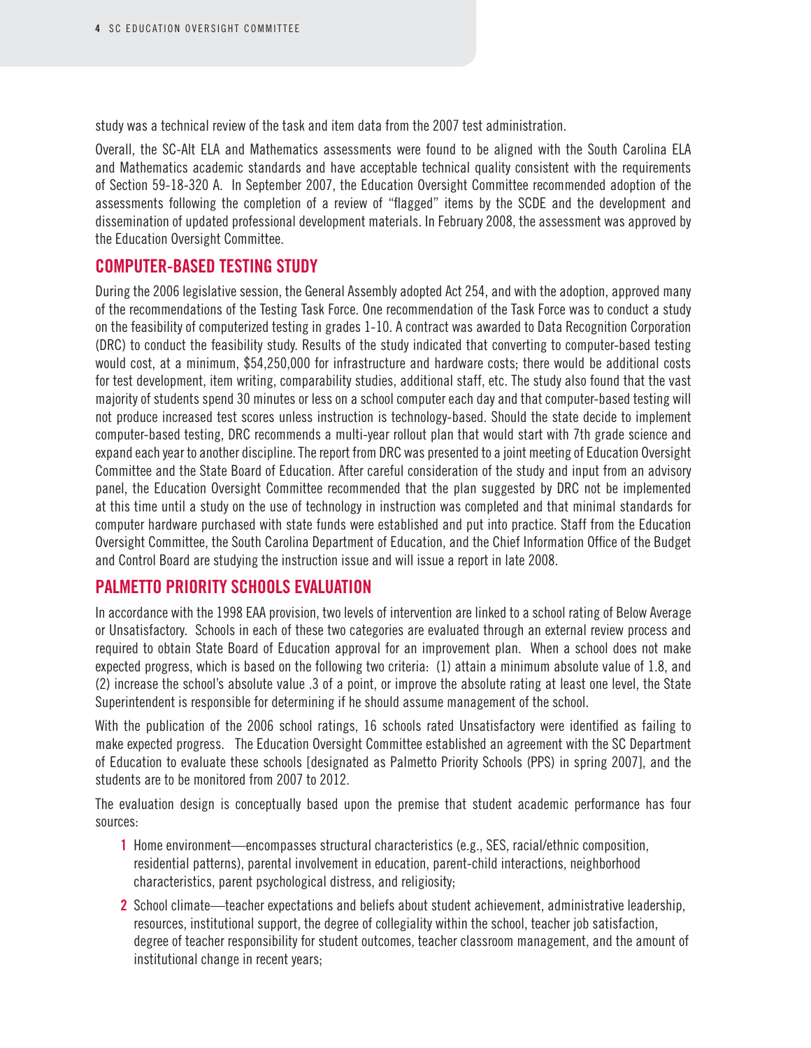study was a technical review of the task and item data from the 2007 test administration.

Overall, the SC-Alt ELA and Mathematics assessments were found to be aligned with the South Carolina ELA and Mathematics academic standards and have acceptable technical quality consistent with the requirements of Section 59-18-320 A. In September 2007, the Education Oversight Committee recommended adoption of the assessments following the completion of a review of "flagged" items by the SCDE and the development and dissemination of updated professional development materials. In February 2008, the assessment was approved by the Education Oversight Committee.

## COMPUTER-BASED TESTING STUDY

During the 2006 legislative session, the General Assembly adopted Act 254, and with the adoption, approved many of the recommendations of the Testing Task Force. One recommendation of the Task Force was to conduct a study on the feasibility of computerized testing in grades 1-10. A contract was awarded to Data Recognition Corporation (DRC) to conduct the feasibility study. Results of the study indicated that converting to computer-based testing would cost, at a minimum, $54,250,000 for infrastructure and hardware costs; there would be additional costs for test development, item writing, comparability studies, additional staff, etc. The study also found that the vast majority of students spend 30 minutes or less on a school computer each day and that computer-based testing will not produce increased test scores unless instruction is technology-based. Should the state decide to implement computer-based testing, DRC recommends a multi-year rollout plan that would start with 7th grade science and expand each year to another discipline. The report from DRC was presented to a joint meeting of Education Oversight Committee and the State Board of Education. After careful consideration of the study and input from an advisory panel, the Education Oversight Committee recommended that the plan suggested by DRC not be implemented at this time until a study on the use of technology in instruction was completed and that minimal standards for computer hardware purchased with state funds were established and put into practice. Staff from the Education Oversight Committee, the South Carolina Department of Education, and the Chief Information Office of the Budget and Control Board are studying the instruction issue and will issue a report in late 2008.

## PALMETTO PRIORITY SCHOOLS EVALUATION

In accordance with the 1998 EAA provision, two levels of intervention are linked to a school rating of Below Average or Unsatisfactory. Schools in each of these two categories are evaluated through an external review process and required to obtain State Board of Education approval for an improvement plan. When a school does not make expected progress, which is based on the following two criteria: (1) attain a minimum absolute value of 1.8, and (2) increase the school's absolute value .3 of a point, or improve the absolute rating at least one level, the State Superintendent is responsible for determining if he should assume management of the school.

With the publication of the 2006 school ratings, 16 schools rated Unsatisfactory were identified as failing to make expected progress. The Education Oversight Committee established an agreement with the SC Department of Education to evaluate these schools [designated as Palmetto Priority Schools (PPS) in spring 2007], and the students are to be monitored from 2007 to 2012.

The evaluation design is conceptually based upon the premise that student academic performance has four sources:

1. Home environment—encompasses structural characteristics (e.g., SES, racial/ethnic composition, residential patterns), parental involvement in education, parent-child interactions, neighborhood characteristics, parent psychological distress, and religiosity;
2. School climate—teacher expectations and beliefs about student achievement, administrative leadership, resources, institutional support, the degree of collegiality within the school, teacher job satisfaction, degree of teacher responsibility for student outcomes, teacher classroom management, and the amount of institutional change in recent years;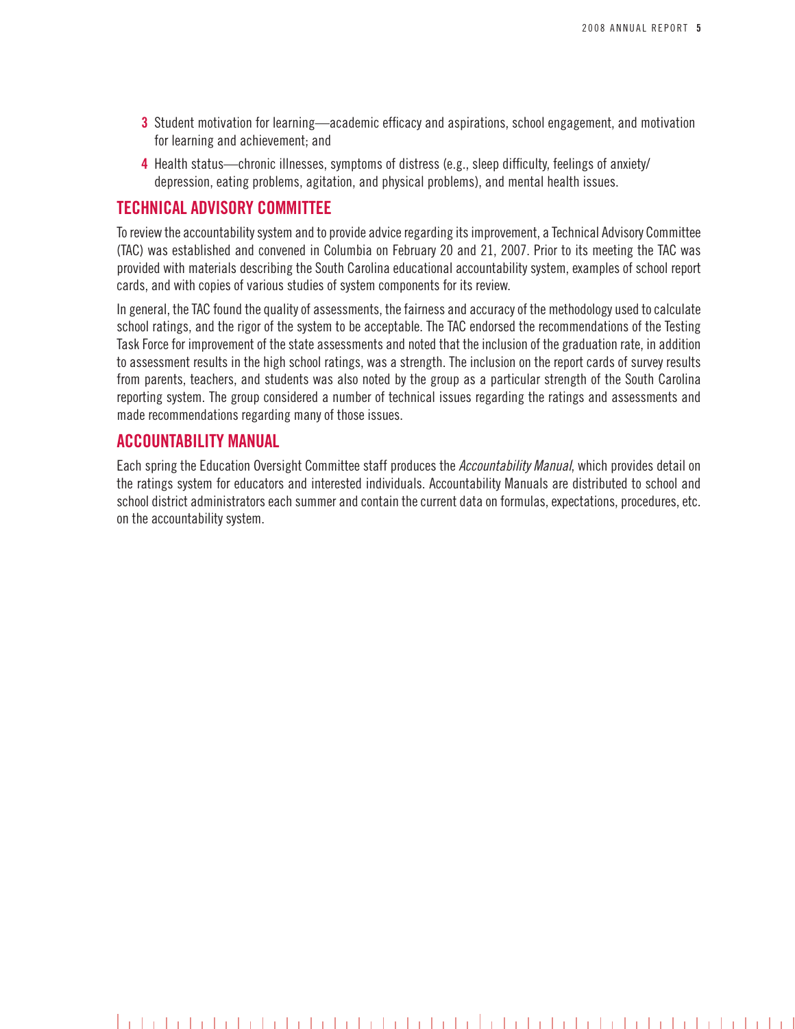3. Student motivation for learning—academic efficacy and aspirations, school engagement, and motivation for learning and achievement; and
4. Health status—chronic illnesses, symptoms of distress (e.g., sleep difficulty, feelings of anxiety/depression, eating problems, agitation, and physical problems), and mental health issues.

## TECHNICAL ADVISORY COMMITTEE

To review the accountability system and to provide advice regarding its improvement, a Technical Advisory Committee (TAC) was established and convened in Columbia on February 20 and 21, 2007. Prior to its meeting the TAC was provided with materials describing the South Carolina educational accountability system, examples of school report cards, and with copies of various studies of system components for its review.

In general, the TAC found the quality of assessments, the fairness and accuracy of the methodology used to calculate school ratings, and the rigor of the system to be acceptable. The TAC endorsed the recommendations of the Testing Task Force for improvement of the state assessments and noted that the inclusion of the graduation rate, in addition to assessment results in the high school ratings, was a strength. The inclusion on the report cards of survey results from parents, teachers, and students was also noted by the group as a particular strength of the South Carolina reporting system. The group considered a number of technical issues regarding the ratings and assessments and made recommendations regarding many of those issues.

## ACCOUNTABILITY MANUAL

Each spring the Education Oversight Committee staff produces the *Accountability Manual*, which provides detail on the ratings system for educators and interested individuals. Accountability Manuals are distributed to school and school district administrators each summer and contain the current data on formulas, expectations, procedures, etc. on the accountability system.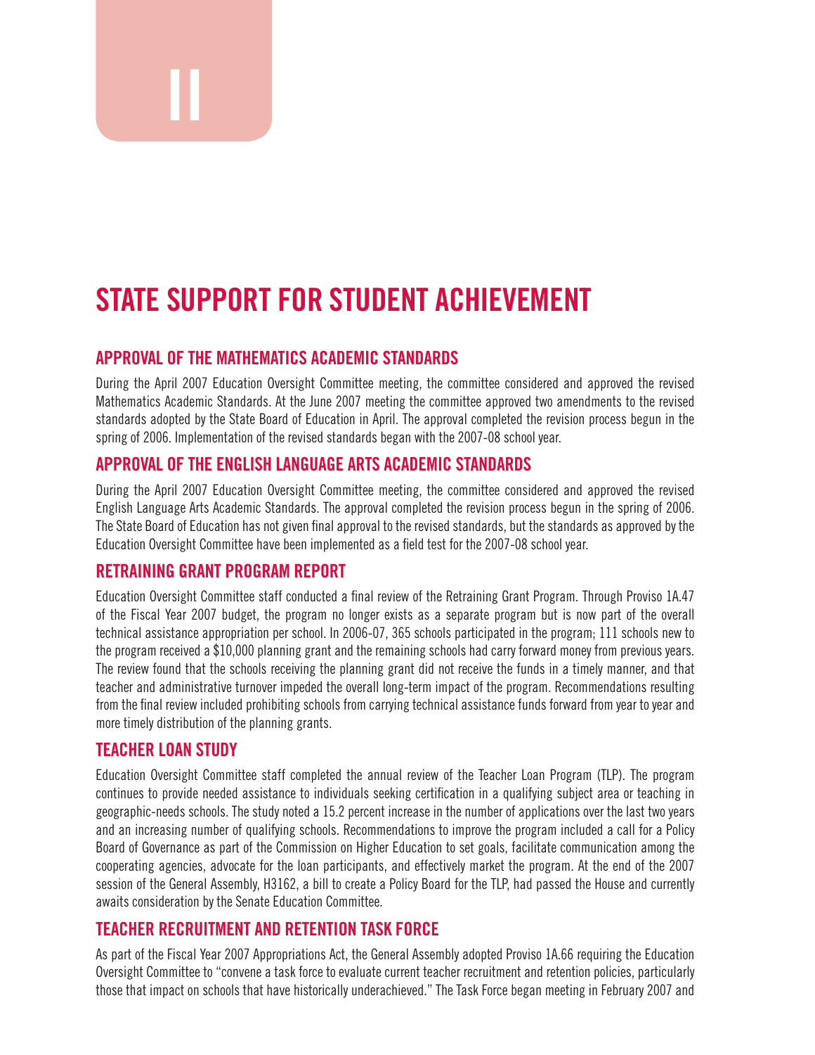# II

# STATE SUPPORT FOR STUDENT ACHIEVEMENT

## APPROVAL OF THE MATHEMATICS ACADEMIC STANDARDS

During the April 2007 Education Oversight Committee meeting, the committee considered and approved the revised Mathematics Academic Standards. At the June 2007 meeting the committee approved two amendments to the revised standards adopted by the State Board of Education in April. The approval completed the revision process begun in the spring of 2006. Implementation of the revised standards began with the 2007-08 school year.

## APPROVAL OF THE ENGLISH LANGUAGE ARTS ACADEMIC STANDARDS

During the April 2007 Education Oversight Committee meeting, the committee considered and approved the revised English Language Arts Academic Standards. The approval completed the revision process begun in the spring of 2006. The State Board of Education has not given final approval to the revised standards, but the standards as approved by the Education Oversight Committee have been implemented as a field test for the 2007-08 school year.

## RETRAINING GRANT PROGRAM REPORT

Education Oversight Committee staff conducted a final review of the Retraining Grant Program. Through Proviso 1A.47 of the Fiscal Year 2007 budget, the program no longer exists as a separate program but is now part of the overall technical assistance appropriation per school. In 2006-07, 365 schools participated in the program; 111 schools new to the program received a $10,000 planning grant and the remaining schools had carry forward money from previous years. The review found that the schools receiving the planning grant did not receive the funds in a timely manner, and that teacher and administrative turnover impeded the overall long-term impact of the program. Recommendations resulting from the final review included prohibiting schools from carrying technical assistance funds forward from year to year and more timely distribution of the planning grants.

## TEACHER LOAN STUDY

Education Oversight Committee staff completed the annual review of the Teacher Loan Program (TLP). The program continues to provide needed assistance to individuals seeking certification in a qualifying subject area or teaching in geographic-needs schools. The study noted a 15.2 percent increase in the number of applications over the last two years and an increasing number of qualifying schools. Recommendations to improve the program included a call for a Policy Board of Governance as part of the Commission on Higher Education to set goals, facilitate communication among the cooperating agencies, advocate for the loan participants, and effectively market the program. At the end of the 2007 session of the General Assembly, H3162, a bill to create a Policy Board for the TLP, had passed the House and currently awaits consideration by the Senate Education Committee.

## TEACHER RECRUITMENT AND RETENTION TASK FORCE

As part of the Fiscal Year 2007 Appropriations Act, the General Assembly adopted Proviso 1A.66 requiring the Education Oversight Committee to "convene a task force to evaluate current teacher recruitment and retention policies, particularly those that impact on schools that have historically underachieved." The Task Force began meeting in February 2007 and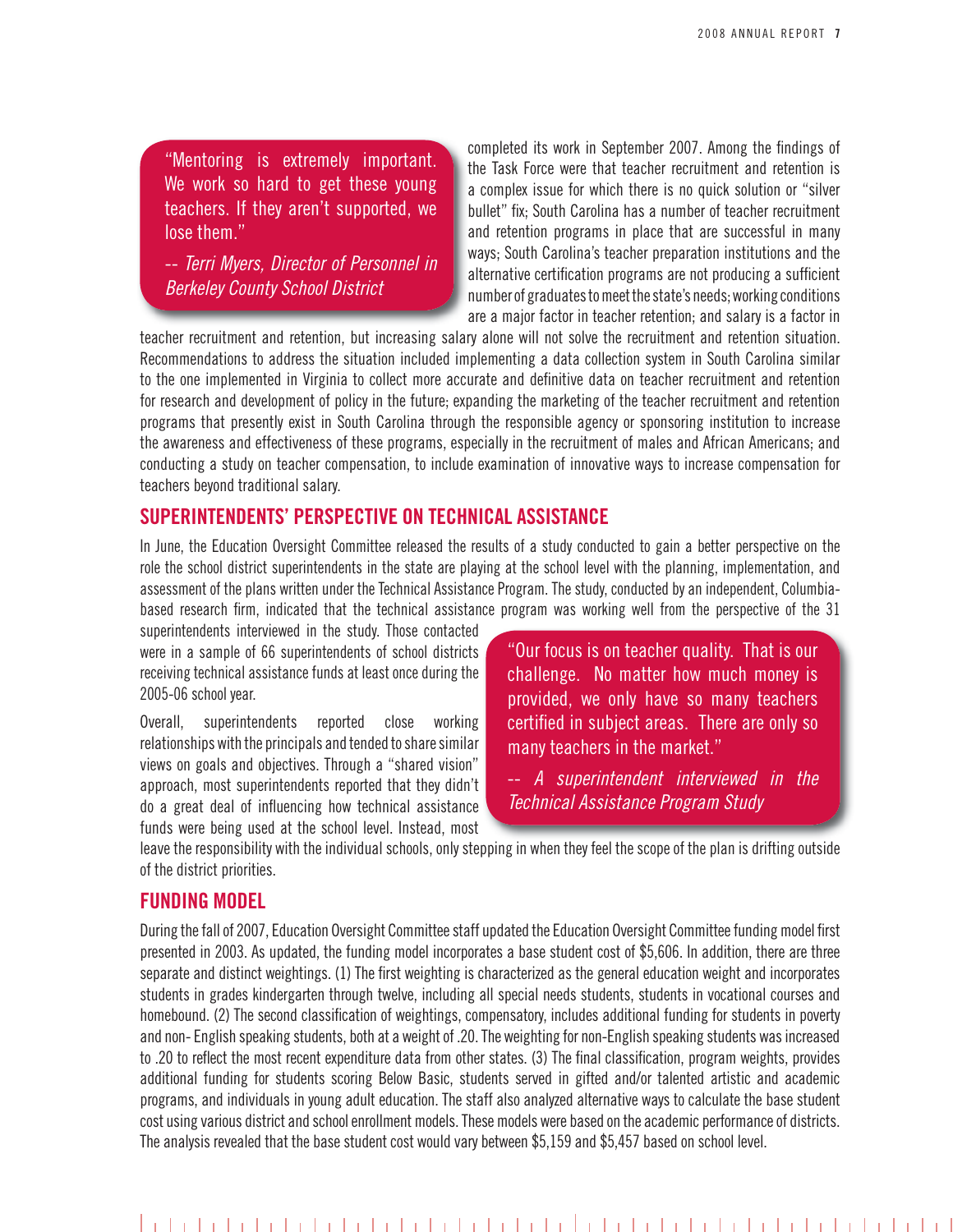> "Mentoring is extremely important. We work so hard to get these young teachers. If they aren't supported, we lose them."
>
> *-- Terri Myers, Director of Personnel in Berkeley County School District*

completed its work in September 2007. Among the findings of the Task Force were that teacher recruitment and retention is a complex issue for which there is no quick solution or "silver bullet" fix; South Carolina has a number of teacher recruitment and retention programs in place that are successful in many ways; South Carolina's teacher preparation institutions and the alternative certification programs are not producing a sufficient number of graduates to meet the state's needs; working conditions are a major factor in teacher retention; and salary is a factor in teacher recruitment and retention, but increasing salary alone will not solve the recruitment and retention situation. Recommendations to address the situation included implementing a data collection system in South Carolina similar to the one implemented in Virginia to collect more accurate and definitive data on teacher recruitment and retention for research and development of policy in the future; expanding the marketing of the teacher recruitment and retention programs that presently exist in South Carolina through the responsible agency or sponsoring institution to increase the awareness and effectiveness of these programs, especially in the recruitment of males and African Americans; and conducting a study on teacher compensation, to include examination of innovative ways to increase compensation for teachers beyond traditional salary.

## SUPERINTENDENTS' PERSPECTIVE ON TECHNICAL ASSISTANCE

In June, the Education Oversight Committee released the results of a study conducted to gain a better perspective on the role the school district superintendents in the state are playing at the school level with the planning, implementation, and assessment of the plans written under the Technical Assistance Program. The study, conducted by an independent, Columbia-based research firm, indicated that the technical assistance program was working well from the perspective of the 31 superintendents interviewed in the study. Those contacted were in a sample of 66 superintendents of school districts receiving technical assistance funds at least once during the 2005-06 school year.

Overall, superintendents reported close working relationships with the principals and tended to share similar views on goals and objectives. Through a "shared vision" approach, most superintendents reported that they didn't do a great deal of influencing how technical assistance funds were being used at the school level. Instead, most leave the responsibility with the individual schools, only stepping in when they feel the scope of the plan is drifting outside of the district priorities.

> "Our focus is on teacher quality. That is our challenge. No matter how much money is provided, we only have so many teachers certified in subject areas. There are only so many teachers in the market."
>
> *-- A superintendent interviewed in the Technical Assistance Program Study*

## FUNDING MODEL

During the fall of 2007, Education Oversight Committee staff updated the Education Oversight Committee funding model first presented in 2003. As updated, the funding model incorporates a base student cost of $5,606. In addition, there are three separate and distinct weightings. (1) The first weighting is characterized as the general education weight and incorporates students in grades kindergarten through twelve, including all special needs students, students in vocational courses and homebound. (2) The second classification of weightings, compensatory, includes additional funding for students in poverty and non- English speaking students, both at a weight of .20. The weighting for non-English speaking students was increased to .20 to reflect the most recent expenditure data from other states. (3) The final classification, program weights, provides additional funding for students scoring Below Basic, students served in gifted and/or talented artistic and academic programs, and individuals in young adult education. The staff also analyzed alternative ways to calculate the base student cost using various district and school enrollment models. These models were based on the academic performance of districts. The analysis revealed that the base student cost would vary between $5,159 and $5,457 based on school level.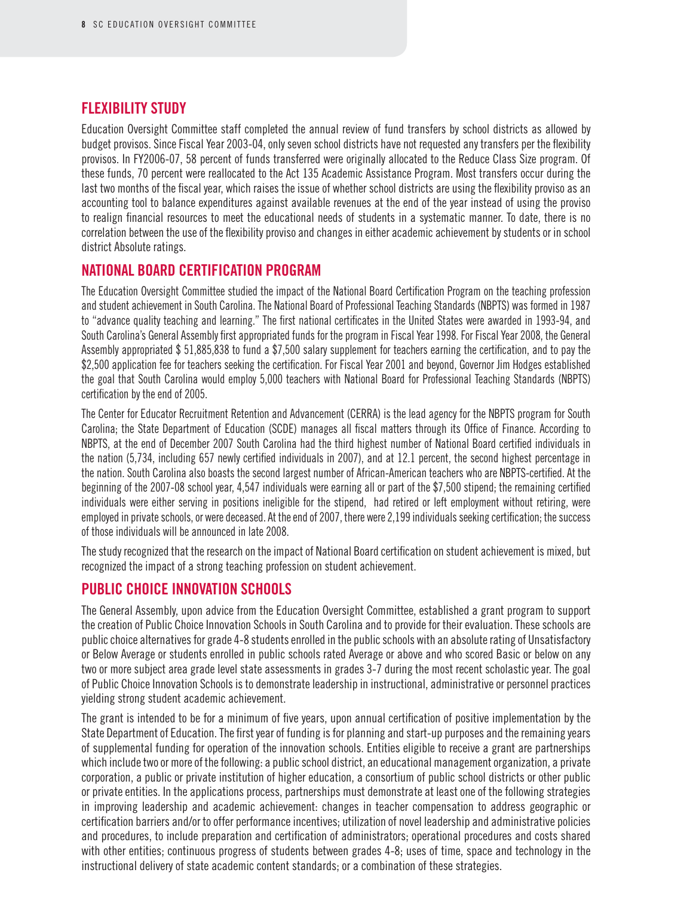## FLEXIBILITY STUDY

Education Oversight Committee staff completed the annual review of fund transfers by school districts as allowed by budget provisos. Since Fiscal Year 2003-04, only seven school districts have not requested any transfers per the flexibility provisos. In FY2006-07, 58 percent of funds transferred were originally allocated to the Reduce Class Size program. Of these funds, 70 percent were reallocated to the Act 135 Academic Assistance Program. Most transfers occur during the last two months of the fiscal year, which raises the issue of whether school districts are using the flexibility proviso as an accounting tool to balance expenditures against available revenues at the end of the year instead of using the proviso to realign financial resources to meet the educational needs of students in a systematic manner. To date, there is no correlation between the use of the flexibility proviso and changes in either academic achievement by students or in school district Absolute ratings.

## NATIONAL BOARD CERTIFICATION PROGRAM

The Education Oversight Committee studied the impact of the National Board Certification Program on the teaching profession and student achievement in South Carolina. The National Board of Professional Teaching Standards (NBPTS) was formed in 1987 to "advance quality teaching and learning." The first national certificates in the United States were awarded in 1993-94, and South Carolina's General Assembly first appropriated funds for the program in Fiscal Year 1998. For Fiscal Year 2008, the General Assembly appropriated $ 51,885,838 to fund a $7,500 salary supplement for teachers earning the certification, and to pay the $2,500 application fee for teachers seeking the certification. For Fiscal Year 2001 and beyond, Governor Jim Hodges established the goal that South Carolina would employ 5,000 teachers with National Board for Professional Teaching Standards (NBPTS) certification by the end of 2005.

The Center for Educator Recruitment Retention and Advancement (CERRA) is the lead agency for the NBPTS program for South Carolina; the State Department of Education (SCDE) manages all fiscal matters through its Office of Finance. According to NBPTS, at the end of December 2007 South Carolina had the third highest number of National Board certified individuals in the nation (5,734, including 657 newly certified individuals in 2007), and at 12.1 percent, the second highest percentage in the nation. South Carolina also boasts the second largest number of African-American teachers who are NBPTS-certified. At the beginning of the 2007-08 school year, 4,547 individuals were earning all or part of the $7,500 stipend; the remaining certified individuals were either serving in positions ineligible for the stipend, had retired or left employment without retiring, were employed in private schools, or were deceased. At the end of 2007, there were 2,199 individuals seeking certification; the success of those individuals will be announced in late 2008.

The study recognized that the research on the impact of National Board certification on student achievement is mixed, but recognized the impact of a strong teaching profession on student achievement.

## PUBLIC CHOICE INNOVATION SCHOOLS

The General Assembly, upon advice from the Education Oversight Committee, established a grant program to support the creation of Public Choice Innovation Schools in South Carolina and to provide for their evaluation. These schools are public choice alternatives for grade 4-8 students enrolled in the public schools with an absolute rating of Unsatisfactory or Below Average or students enrolled in public schools rated Average or above and who scored Basic or below on any two or more subject area grade level state assessments in grades 3-7 during the most recent scholastic year. The goal of Public Choice Innovation Schools is to demonstrate leadership in instructional, administrative or personnel practices yielding strong student academic achievement.

The grant is intended to be for a minimum of five years, upon annual certification of positive implementation by the State Department of Education. The first year of funding is for planning and start-up purposes and the remaining years of supplemental funding for operation of the innovation schools. Entities eligible to receive a grant are partnerships which include two or more of the following: a public school district, an educational management organization, a private corporation, a public or private institution of higher education, a consortium of public school districts or other public or private entities. In the applications process, partnerships must demonstrate at least one of the following strategies in improving leadership and academic achievement: changes in teacher compensation to address geographic or certification barriers and/or to offer performance incentives; utilization of novel leadership and administrative policies and procedures, to include preparation and certification of administrators; operational procedures and costs shared with other entities; continuous progress of students between grades 4-8; uses of time, space and technology in the instructional delivery of state academic content standards; or a combination of these strategies.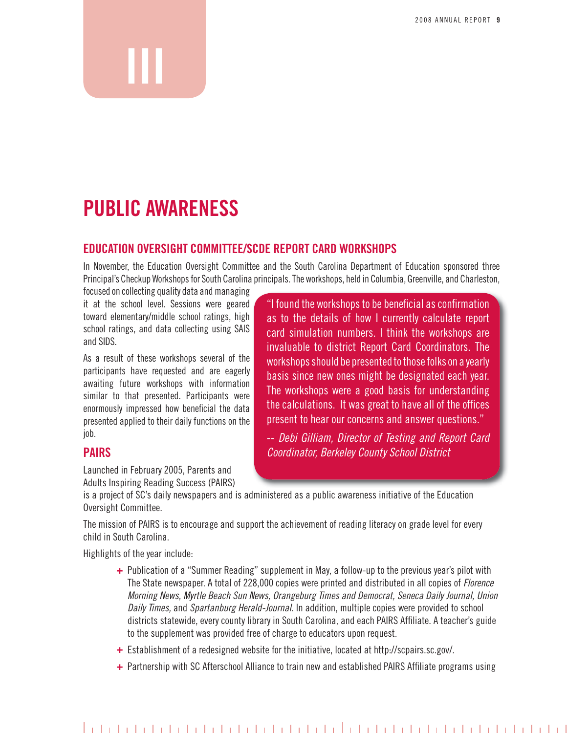III

# PUBLIC AWARENESS

## EDUCATION OVERSIGHT COMMITTEE/SCDE REPORT CARD WORKSHOPS

In November, the Education Oversight Committee and the South Carolina Department of Education sponsored three Principal's Checkup Workshops for South Carolina principals. The workshops, held in Columbia, Greenville, and Charleston, focused on collecting quality data and managing it at the school level. Sessions were geared toward elementary/middle school ratings, high school ratings, and data collecting using SAIS and SIDS.

As a result of these workshops several of the participants have requested and are eagerly awaiting future workshops with information similar to that presented. Participants were enormously impressed how beneficial the data presented applied to their daily functions on the job.

> "I found the workshops to be beneficial as confirmation as to the details of how I currently calculate report card simulation numbers. I think the workshops are invaluable to district Report Card Coordinators. The workshops should be presented to those folks on a yearly basis since new ones might be designated each year. The workshops were a good basis for understanding the calculations. It was great to have all of the offices present to hear our concerns and answer questions."
>
> *-- Debi Gilliam, Director of Testing and Report Card Coordinator, Berkeley County School District*

## PAIRS

Launched in February 2005, Parents and Adults Inspiring Reading Success (PAIRS) is a project of SC's daily newspapers and is administered as a public awareness initiative of the Education Oversight Committee.

The mission of PAIRS is to encourage and support the achievement of reading literacy on grade level for every child in South Carolina.

Highlights of the year include:

- Publication of a "Summer Reading" supplement in May, a follow-up to the previous year's pilot with The State newspaper. A total of 228,000 copies were printed and distributed in all copies of *Florence Morning News, Myrtle Beach Sun News, Orangeburg Times and Democrat, Seneca Daily Journal, Union Daily Times,* and *Spartanburg Herald-Journal.* In addition, multiple copies were provided to school districts statewide, every county library in South Carolina, and each PAIRS Affiliate. A teacher's guide to the supplement was provided free of charge to educators upon request.
- Establishment of a redesigned website for the initiative, located at http://scpairs.sc.gov/.
- Partnership with SC Afterschool Alliance to train new and established PAIRS Affiliate programs using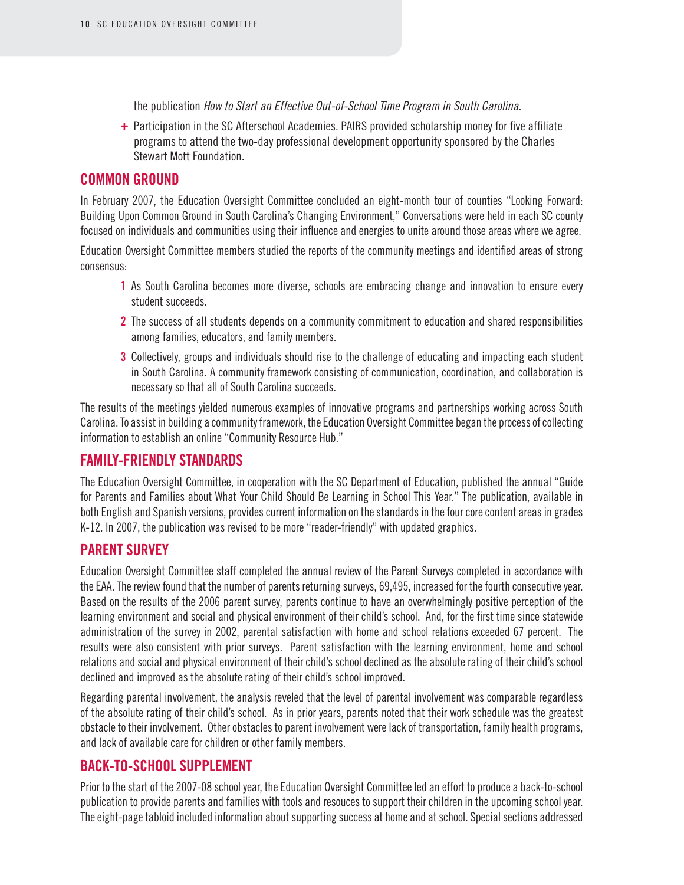the publication *How to Start an Effective Out-of-School Time Program in South Carolina.*

+ Participation in the SC Afterschool Academies. PAIRS provided scholarship money for five affiliate programs to attend the two-day professional development opportunity sponsored by the Charles Stewart Mott Foundation.

## COMMON GROUND

In February 2007, the Education Oversight Committee concluded an eight-month tour of counties "Looking Forward: Building Upon Common Ground in South Carolina's Changing Environment," Conversations were held in each SC county focused on individuals and communities using their influence and energies to unite around those areas where we agree.

Education Oversight Committee members studied the reports of the community meetings and identified areas of strong consensus:

1 As South Carolina becomes more diverse, schools are embracing change and innovation to ensure every student succeeds.

2 The success of all students depends on a community commitment to education and shared responsibilities among families, educators, and family members.

3 Collectively, groups and individuals should rise to the challenge of educating and impacting each student in South Carolina. A community framework consisting of communication, coordination, and collaboration is necessary so that all of South Carolina succeeds.

The results of the meetings yielded numerous examples of innovative programs and partnerships working across South Carolina. To assist in building a community framework, the Education Oversight Committee began the process of collecting information to establish an online "Community Resource Hub."

## FAMILY-FRIENDLY STANDARDS

The Education Oversight Committee, in cooperation with the SC Department of Education, published the annual "Guide for Parents and Families about What Your Child Should Be Learning in School This Year." The publication, available in both English and Spanish versions, provides current information on the standards in the four core content areas in grades K-12. In 2007, the publication was revised to be more "reader-friendly" with updated graphics.

## PARENT SURVEY

Education Oversight Committee staff completed the annual review of the Parent Surveys completed in accordance with the EAA. The review found that the number of parents returning surveys, 69,495, increased for the fourth consecutive year. Based on the results of the 2006 parent survey, parents continue to have an overwhelmingly positive perception of the learning environment and social and physical environment of their child's school. And, for the first time since statewide administration of the survey in 2002, parental satisfaction with home and school relations exceeded 67 percent. The results were also consistent with prior surveys. Parent satisfaction with the learning environment, home and school relations and social and physical environment of their child's school declined as the absolute rating of their child's school declined and improved as the absolute rating of their child's school improved.

Regarding parental involvement, the analysis reveled that the level of parental involvement was comparable regardless of the absolute rating of their child's school. As in prior years, parents noted that their work schedule was the greatest obstacle to their involvement. Other obstacles to parent involvement were lack of transportation, family health programs, and lack of available care for children or other family members.

## BACK-TO-SCHOOL SUPPLEMENT

Prior to the start of the 2007-08 school year, the Education Oversight Committee led an effort to produce a back-to-school publication to provide parents and families with tools and resouces to support their children in the upcoming school year. The eight-page tabloid included information about supporting success at home and at school. Special sections addressed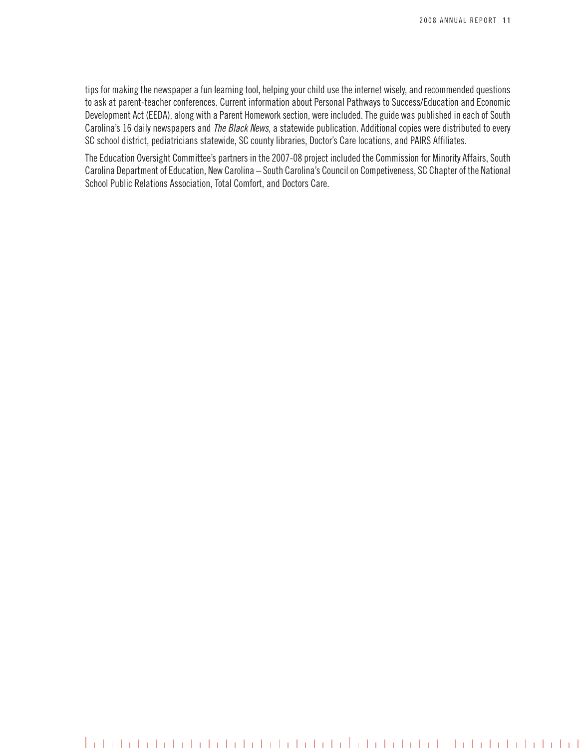tips for making the newspaper a fun learning tool, helping your child use the internet wisely, and recommended questions to ask at parent-teacher conferences. Current information about Personal Pathways to Success/Education and Economic Development Act (EEDA), along with a Parent Homework section, were included. The guide was published in each of South Carolina's 16 daily newspapers and *The Black News*, a statewide publication. Additional copies were distributed to every SC school district, pediatricians statewide, SC county libraries, Doctor's Care locations, and PAIRS Affiliates.

The Education Oversight Committee's partners in the 2007-08 project included the Commission for Minority Affairs, South Carolina Department of Education, New Carolina – South Carolina's Council on Competiveness, SC Chapter of the National School Public Relations Association, Total Comfort, and Doctors Care.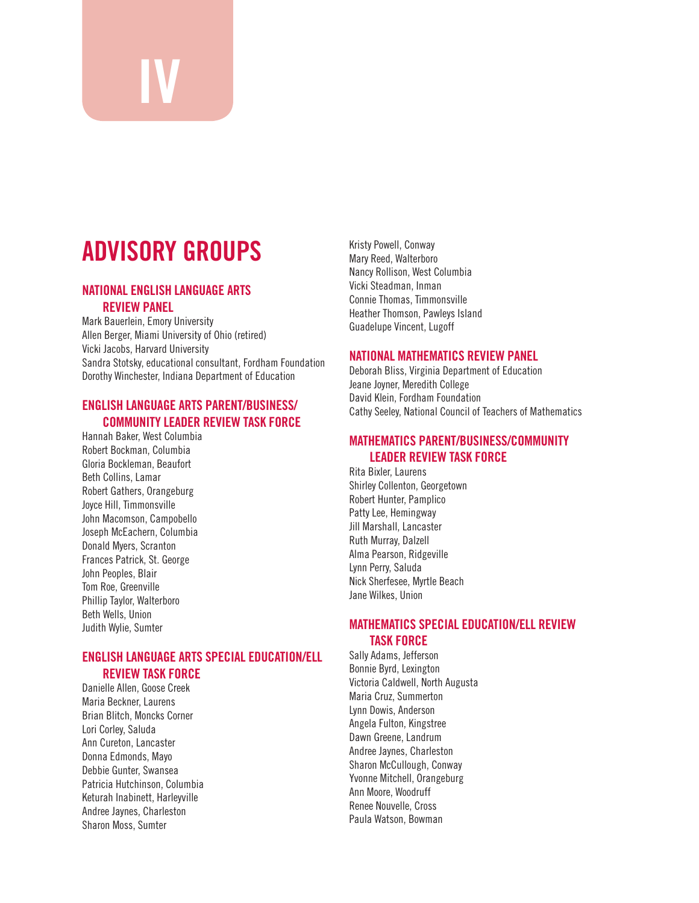# IV

## ADVISORY GROUPS

### NATIONAL ENGLISH LANGUAGE ARTS REVIEW PANEL

Mark Bauerlein, Emory University
Allen Berger, Miami University of Ohio (retired)
Vicki Jacobs, Harvard University
Sandra Stotsky, educational consultant, Fordham Foundation
Dorothy Winchester, Indiana Department of Education

### ENGLISH LANGUAGE ARTS PARENT/BUSINESS/COMMUNITY LEADER REVIEW TASK FORCE

Hannah Baker, West Columbia
Robert Bockman, Columbia
Gloria Bockleman, Beaufort
Beth Collins, Lamar
Robert Gathers, Orangeburg
Joyce Hill, Timmonsville
John Macomson, Campobello
Joseph McEachern, Columbia
Donald Myers, Scranton
Frances Patrick, St. George
John Peoples, Blair
Tom Roe, Greenville
Phillip Taylor, Walterboro
Beth Wells, Union
Judith Wylie, Sumter

### ENGLISH LANGUAGE ARTS SPECIAL EDUCATION/ELL REVIEW TASK FORCE

Danielle Allen, Goose Creek
Maria Beckner, Laurens
Brian Blitch, Moncks Corner
Lori Corley, Saluda
Ann Cureton, Lancaster
Donna Edmonds, Mayo
Debbie Gunter, Swansea
Patricia Hutchinson, Columbia
Keturah Inabinett, Harleyville
Andree Jaynes, Charleston
Sharon Moss, Sumter
Kristy Powell, Conway
Mary Reed, Walterboro
Nancy Rollison, West Columbia
Vicki Steadman, Inman
Connie Thomas, Timmonsville
Heather Thomson, Pawleys Island
Guadelupe Vincent, Lugoff

### NATIONAL MATHEMATICS REVIEW PANEL

Deborah Bliss, Virginia Department of Education
Jeane Joyner, Meredith College
David Klein, Fordham Foundation
Cathy Seeley, National Council of Teachers of Mathematics

### MATHEMATICS PARENT/BUSINESS/COMMUNITY LEADER REVIEW TASK FORCE

Rita Bixler, Laurens
Shirley Collenton, Georgetown
Robert Hunter, Pamplico
Patty Lee, Hemingway
Jill Marshall, Lancaster
Ruth Murray, Dalzell
Alma Pearson, Ridgeville
Lynn Perry, Saluda
Nick Sherfesee, Myrtle Beach
Jane Wilkes, Union

### MATHEMATICS SPECIAL EDUCATION/ELL REVIEW TASK FORCE

Sally Adams, Jefferson
Bonnie Byrd, Lexington
Victoria Caldwell, North Augusta
Maria Cruz, Summerton
Lynn Dowis, Anderson
Angela Fulton, Kingstree
Dawn Greene, Landrum
Andree Jaynes, Charleston
Sharon McCullough, Conway
Yvonne Mitchell, Orangeburg
Ann Moore, Woodruff
Renee Nouvelle, Cross
Paula Watson, Bowman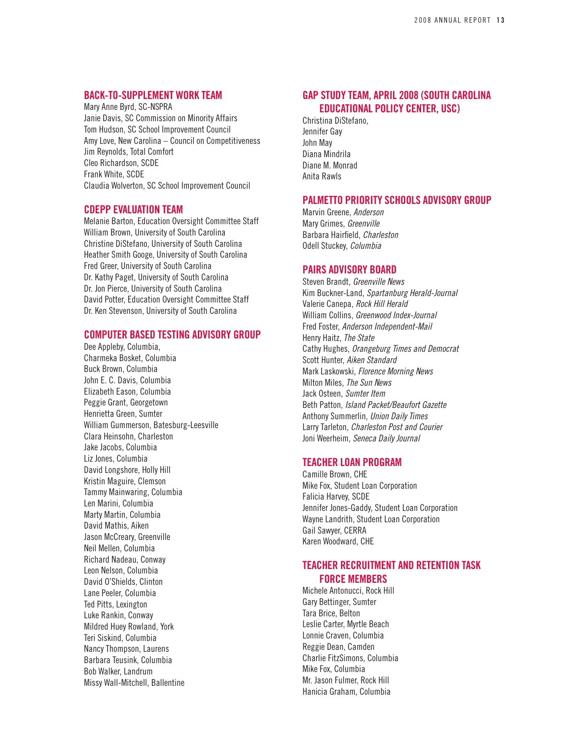## BACK-TO-SUPPLEMENT WORK TEAM

Mary Anne Byrd, SC-NSPRA
Janie Davis, SC Commission on Minority Affairs
Tom Hudson, SC School Improvement Council
Amy Love, New Carolina – Council on Competitiveness
Jim Reynolds, Total Comfort
Cleo Richardson, SCDE
Frank White, SCDE
Claudia Wolverton, SC School Improvement Council

## CDEPP EVALUATION TEAM

Melanie Barton, Education Oversight Committee Staff
William Brown, University of South Carolina
Christine DiStefano, University of South Carolina
Heather Smith Googe, University of South Carolina
Fred Greer, University of South Carolina
Dr. Kathy Paget, University of South Carolina
Dr. Jon Pierce, University of South Carolina
David Potter, Education Oversight Committee Staff
Dr. Ken Stevenson, University of South Carolina

## COMPUTER BASED TESTING ADVISORY GROUP

Dee Appleby, Columbia,
Charmeka Bosket, Columbia
Buck Brown, Columbia
John E. C. Davis, Columbia
Elizabeth Eason, Columbia
Peggie Grant, Georgetown
Henrietta Green, Sumter
William Gummerson, Batesburg-Leesville
Clara Heinsohn, Charleston
Jake Jacobs, Columbia
Liz Jones, Columbia
David Longshore, Holly Hill
Kristin Maguire, Clemson
Tammy Mainwaring, Columbia
Len Marini, Columbia
Marty Martin, Columbia
David Mathis, Aiken
Jason McCreary, Greenville
Neil Mellen, Columbia
Richard Nadeau, Conway
Leon Nelson, Columbia
David O'Shields, Clinton
Lane Peeler, Columbia
Ted Pitts, Lexington
Luke Rankin, Conway
Mildred Huey Rowland, York
Teri Siskind, Columbia
Nancy Thompson, Laurens
Barbara Teusink, Columbia
Bob Walker, Landrum
Missy Wall-Mitchell, Ballentine

## GAP STUDY TEAM, APRIL 2008 (SOUTH CAROLINA EDUCATIONAL POLICY CENTER, USC)

Christina DiStefano,
Jennifer Gay
John May
Diana Mindrila
Diane M. Monrad
Anita Rawls

## PALMETTO PRIORITY SCHOOLS ADVISORY GROUP

Marvin Greene, *Anderson*
Mary Grimes, *Greenville*
Barbara Hairfield, *Charleston*
Odell Stuckey, *Columbia*

## PAIRS ADVISORY BOARD

Steven Brandt, *Greenville News*
Kim Buckner-Land, *Spartanburg Herald-Journal*
Valerie Canepa, *Rock Hill Herald*
William Collins, *Greenwood Index-Journal*
Fred Foster, *Anderson Independent-Mail*
Henry Haitz, *The State*
Cathy Hughes, *Orangeburg Times and Democrat*
Scott Hunter, *Aiken Standard*
Mark Laskowski, *Florence Morning News*
Milton Miles, *The Sun News*
Jack Osteen, *Sumter Item*
Beth Patton, *Island Packet/Beaufort Gazette*
Anthony Summerlin, *Union Daily Times*
Larry Tarleton, *Charleston Post and Courier*
Joni Weerheim, *Seneca Daily Journal*

## TEACHER LOAN PROGRAM

Camille Brown, CHE
Mike Fox, Student Loan Corporation
Falicia Harvey, SCDE
Jennifer Jones-Gaddy, Student Loan Corporation
Wayne Landrith, Student Loan Corporation
Gail Sawyer, CERRA
Karen Woodward, CHE

## TEACHER RECRUITMENT AND RETENTION TASK FORCE MEMBERS

Michele Antonucci, Rock Hill
Gary Bettinger, Sumter
Tara Brice, Belton
Leslie Carter, Myrtle Beach
Lonnie Craven, Columbia
Reggie Dean, Camden
Charlie FitzSimons, Columbia
Mike Fox, Columbia
Mr. Jason Fulmer, Rock Hill
Hanicia Graham, Columbia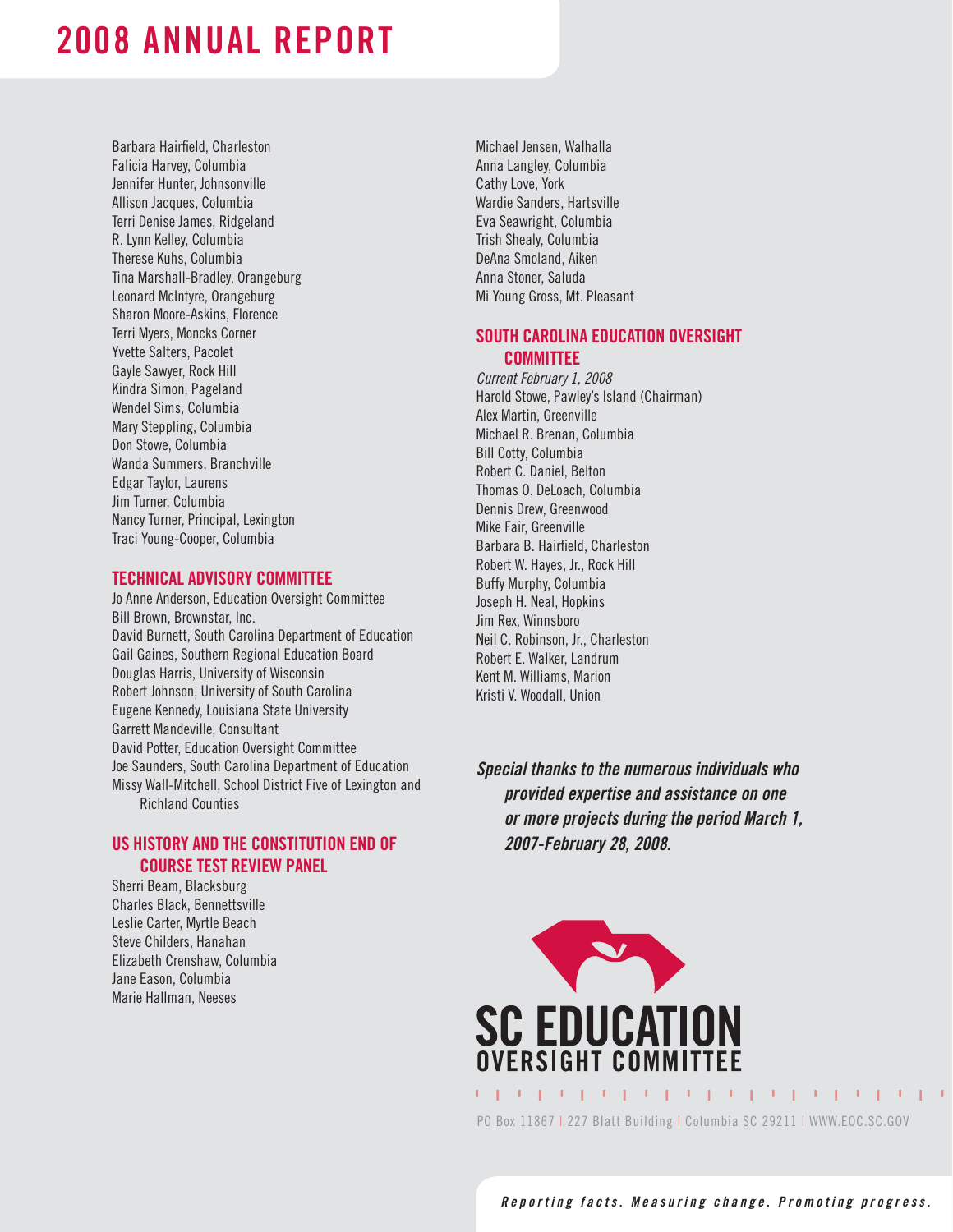Barbara Hairfield, Charleston
Falicia Harvey, Columbia
Jennifer Hunter, Johnsonville
Allison Jacques, Columbia
Terri Denise James, Ridgeland
R. Lynn Kelley, Columbia
Therese Kuhs, Columbia
Tina Marshall-Bradley, Orangeburg
Leonard McIntyre, Orangeburg
Sharon Moore-Askins, Florence
Terri Myers, Moncks Corner
Yvette Salters, Pacolet
Gayle Sawyer, Rock Hill
Kindra Simon, Pageland
Wendel Sims, Columbia
Mary Steppling, Columbia
Don Stowe, Columbia
Wanda Summers, Branchville
Edgar Taylor, Laurens
Jim Turner, Columbia
Nancy Turner, Principal, Lexington
Traci Young-Cooper, Columbia

## TECHNICAL ADVISORY COMMITTEE

Jo Anne Anderson, Education Oversight Committee
Bill Brown, Brownstar, Inc.
David Burnett, South Carolina Department of Education
Gail Gaines, Southern Regional Education Board
Douglas Harris, University of Wisconsin
Robert Johnson, University of South Carolina
Eugene Kennedy, Louisiana State University
Garrett Mandeville, Consultant
David Potter, Education Oversight Committee
Joe Saunders, South Carolina Department of Education
Missy Wall-Mitchell, School District Five of Lexington and Richland Counties

## US HISTORY AND THE CONSTITUTION END OF COURSE TEST REVIEW PANEL

Sherri Beam, Blacksburg
Charles Black, Bennettsville
Leslie Carter, Myrtle Beach
Steve Childers, Hanahan
Elizabeth Crenshaw, Columbia
Jane Eason, Columbia
Marie Hallman, Neeses
Michael Jensen, Walhalla
Anna Langley, Columbia
Cathy Love, York
Wardie Sanders, Hartsville
Eva Seawright, Columbia
Trish Shealy, Columbia
DeAna Smoland, Aiken
Anna Stoner, Saluda
Mi Young Gross, Mt. Pleasant

## SOUTH CAROLINA EDUCATION OVERSIGHT COMMITTEE

*Current February 1, 2008*
Harold Stowe, Pawley's Island (Chairman)
Alex Martin, Greenville
Michael R. Brenan, Columbia
Bill Cotty, Columbia
Robert C. Daniel, Belton
Thomas O. DeLoach, Columbia
Dennis Drew, Greenwood
Mike Fair, Greenville
Barbara B. Hairfield, Charleston
Robert W. Hayes, Jr., Rock Hill
Buffy Murphy, Columbia
Joseph H. Neal, Hopkins
Jim Rex, Winnsboro
Neil C. Robinson, Jr., Charleston
Robert E. Walker, Landrum
Kent M. Williams, Marion
Kristi V. Woodall, Union

***Special thanks to the numerous individuals who provided expertise and assistance on one or more projects during the period March 1, 2007-February 28, 2008.***

SC EDUCATION OVERSIGHT COMMITTEE

PO Box 11867 | 227 Blatt Building | Columbia SC 29211 | WWW.EOC.SC.GOV

*Reporting facts. Measuring change. Promoting progress.*